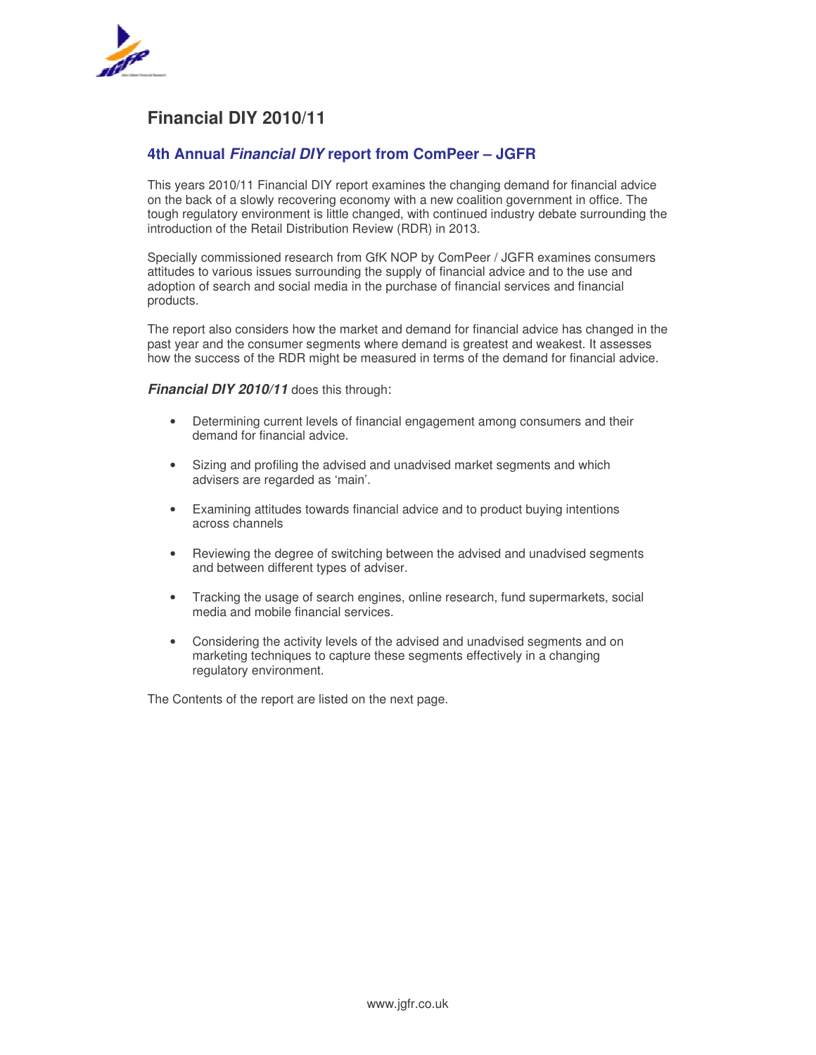# Financial DIY 2010/11

## 4th Annual *Financial DIY* report from ComPeer – JGFR

This years 2010/11 Financial DIY report examines the changing demand for financial advice on the back of a slowly recovering economy with a new coalition government in office. The tough regulatory environment is little changed, with continued industry debate surrounding the introduction of the Retail Distribution Review (RDR) in 2013.

Specially commissioned research from GfK NOP by ComPeer / JGFR examines consumers attitudes to various issues surrounding the supply of financial advice and to the use and adoption of search and social media in the purchase of financial services and financial products.

The report also considers how the market and demand for financial advice has changed in the past year and the consumer segments where demand is greatest and weakest. It assesses how the success of the RDR might be measured in terms of the demand for financial advice.

***Financial DIY 2010/11*** does this through:

- Determining current levels of financial engagement among consumers and their demand for financial advice.
- Sizing and profiling the advised and unadvised market segments and which advisers are regarded as 'main'.
- Examining attitudes towards financial advice and to product buying intentions across channels
- Reviewing the degree of switching between the advised and unadvised segments and between different types of adviser.
- Tracking the usage of search engines, online research, fund supermarkets, social media and mobile financial services.
- Considering the activity levels of the advised and unadvised segments and on marketing techniques to capture these segments effectively in a changing regulatory environment.

The Contents of the report are listed on the next page.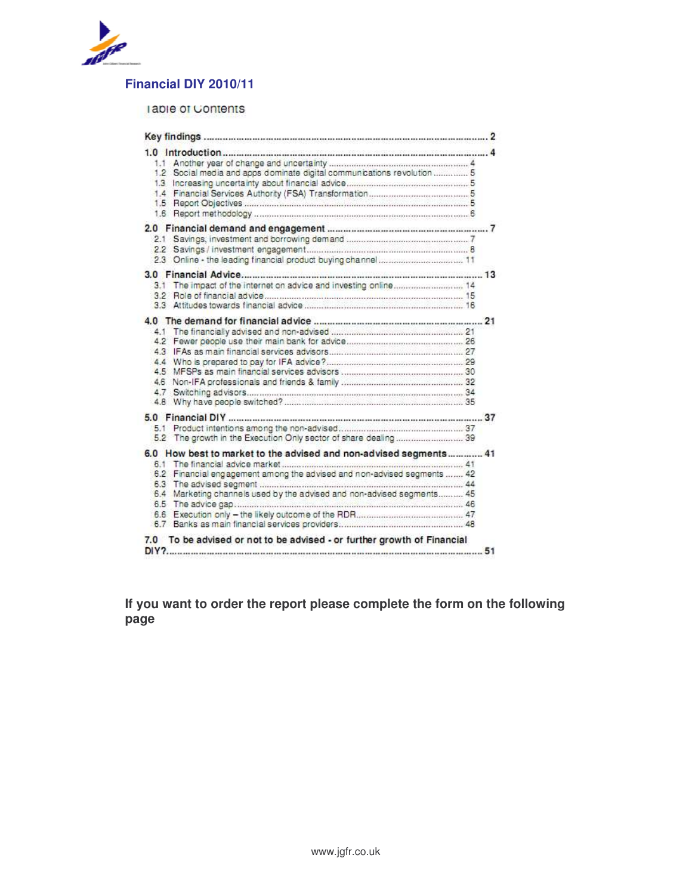# Financial DIY 2010/11

## Table of Contents

**Key findings** .......... 2

**1.0 Introduction** .......... 4
- 1.1 Another year of change and uncertainty .......... 4
- 1.2 Social media and apps dominate digital communications revolution .......... 5
- 1.3 Increasing uncertainty about financial advice .......... 5
- 1.4 Financial Services Authority (FSA) Transformation .......... 5
- 1.5 Report Objectives .......... 5
- 1.6 Report methodology .......... 6

**2.0 Financial demand and engagement** .......... 7
- 2.1 Savings, investment and borrowing demand .......... 7
- 2.2 Savings / investment engagement .......... 8
- 2.3 Online - the leading financial product buying channel .......... 11

**3.0 Financial Advice** .......... 13
- 3.1 The impact of the internet on advice and investing online .......... 14
- 3.2 Role of financial advice .......... 15
- 3.3 Attitudes towards financial advice .......... 16

**4.0 The demand for financial advice** .......... 21
- 4.1 The financially advised and non-advised .......... 21
- 4.2 Fewer people use their main bank for advice .......... 26
- 4.3 IFAs as main financial services advisors .......... 27
- 4.4 Who is prepared to pay for IFA advice? .......... 29
- 4.5 MFSPs as main financial services advisors .......... 30
- 4.6 Non-IFA professionals and friends & family .......... 32
- 4.7 Switching advisors .......... 34
- 4.8 Why have people switched? .......... 35

**5.0 Financial DIY** .......... 37
- 5.1 Product intentions among the non-advised .......... 37
- 5.2 The growth in the Execution Only sector of share dealing .......... 39

**6.0 How best to market to the advised and non-advised segments** .......... 41
- 6.1 The financial advice market .......... 41
- 6.2 Financial engagement among the advised and non-advised segments .......... 42
- 6.3 The advised segment .......... 44
- 6.4 Marketing channels used by the advised and non-advised segments .......... 45
- 6.5 The advice gap .......... 46
- 6.6 Execution only – the likely outcome of the RDR .......... 47
- 6.7 Banks as main financial services providers .......... 48

**7.0 To be advised or not to be advised - or further growth of Financial DIY?** .......... 51

**If you want to order the report please complete the form on the following page**

www.jgfr.co.uk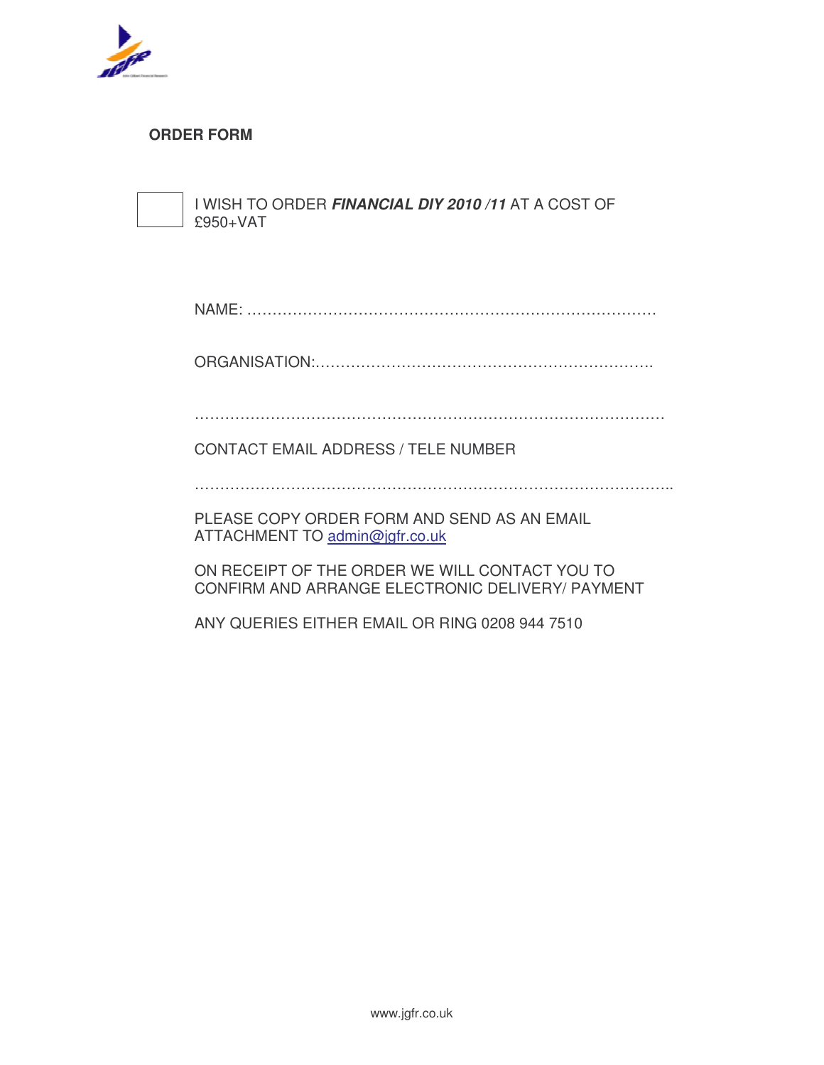**ORDER FORM**

☐ I WISH TO ORDER ***FINANCIAL DIY 2010 /11*** AT A COST OF £950+VAT

NAME: ………………………………………………………………………

ORGANISATION:………………………………………………………….

……………………………………………………………………………………

CONTACT EMAIL ADDRESS / TELE NUMBER

……………………………………………………………………………………..

PLEASE COPY ORDER FORM AND SEND AS AN EMAIL ATTACHMENT TO admin@jgfr.co.uk

ON RECEIPT OF THE ORDER WE WILL CONTACT YOU TO CONFIRM AND ARRANGE ELECTRONIC DELIVERY/ PAYMENT

ANY QUERIES EITHER EMAIL OR RING 0208 944 7510

www.jgfr.co.uk